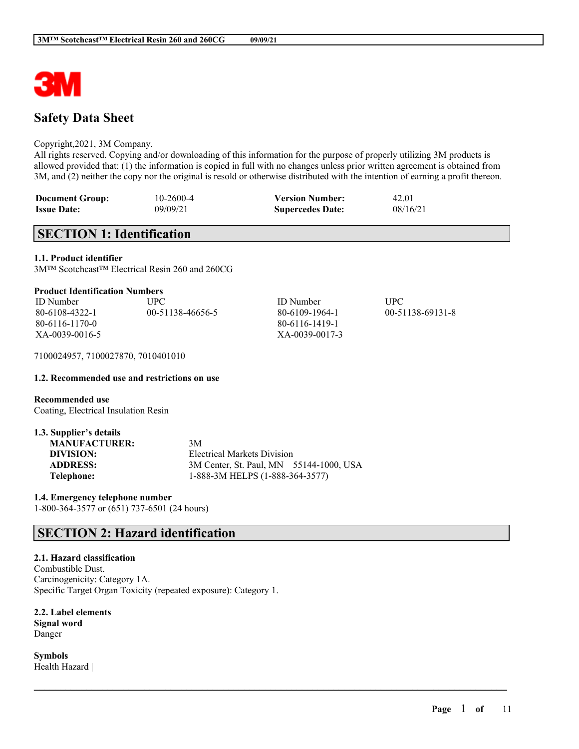# Safety Data Sheet

Copyright,2021, 3M Company.
All rights reserved. Copying and/or downloading of this information for the purpose of properly utilizing 3M products is allowed provided that: (1) the information is copied in full with no changes unless prior written agreement is obtained from 3M, and (2) neither the copy nor the original is resold or otherwise distributed with the intention of earning a profit thereon.

| | | | |
|---|---|---|---|
| **Document Group:** | 10-2600-4 | **Version Number:** | 42.01 |
| **Issue Date:** | 09/09/21 | **Supercedes Date:** | 08/16/21 |

## SECTION 1: Identification

**1.1. Product identifier**
3M™ Scotchcast™ Electrical Resin 260 and 260CG

**Product Identification Numbers**

| ID Number | UPC | ID Number | UPC |
|---|---|---|---|
| 80-6108-4322-1 | 00-51138-46656-5 | 80-6109-1964-1 | 00-51138-69131-8 |
| 80-6116-1170-0 | | 80-6116-1419-1 | |
| XA-0039-0016-5 | | XA-0039-0017-3 | |

7100024957, 7100027870, 7010401010

**1.2. Recommended use and restrictions on use**

**Recommended use**
Coating, Electrical Insulation Resin

**1.3. Supplier's details**

| | |
|---|---|
| **MANUFACTURER:** | 3M |
| **DIVISION:** | Electrical Markets Division |
| **ADDRESS:** | 3M Center, St. Paul, MN 55144-1000, USA |
| **Telephone:** | 1-888-3M HELPS (1-888-364-3577) |

**1.4. Emergency telephone number**
1-800-364-3577 or (651) 737-6501 (24 hours)

## SECTION 2: Hazard identification

**2.1. Hazard classification**
Combustible Dust.
Carcinogenicity: Category 1A.
Specific Target Organ Toxicity (repeated exposure): Category 1.

**2.2. Label elements**
**Signal word**
Danger

**Symbols**
Health Hazard |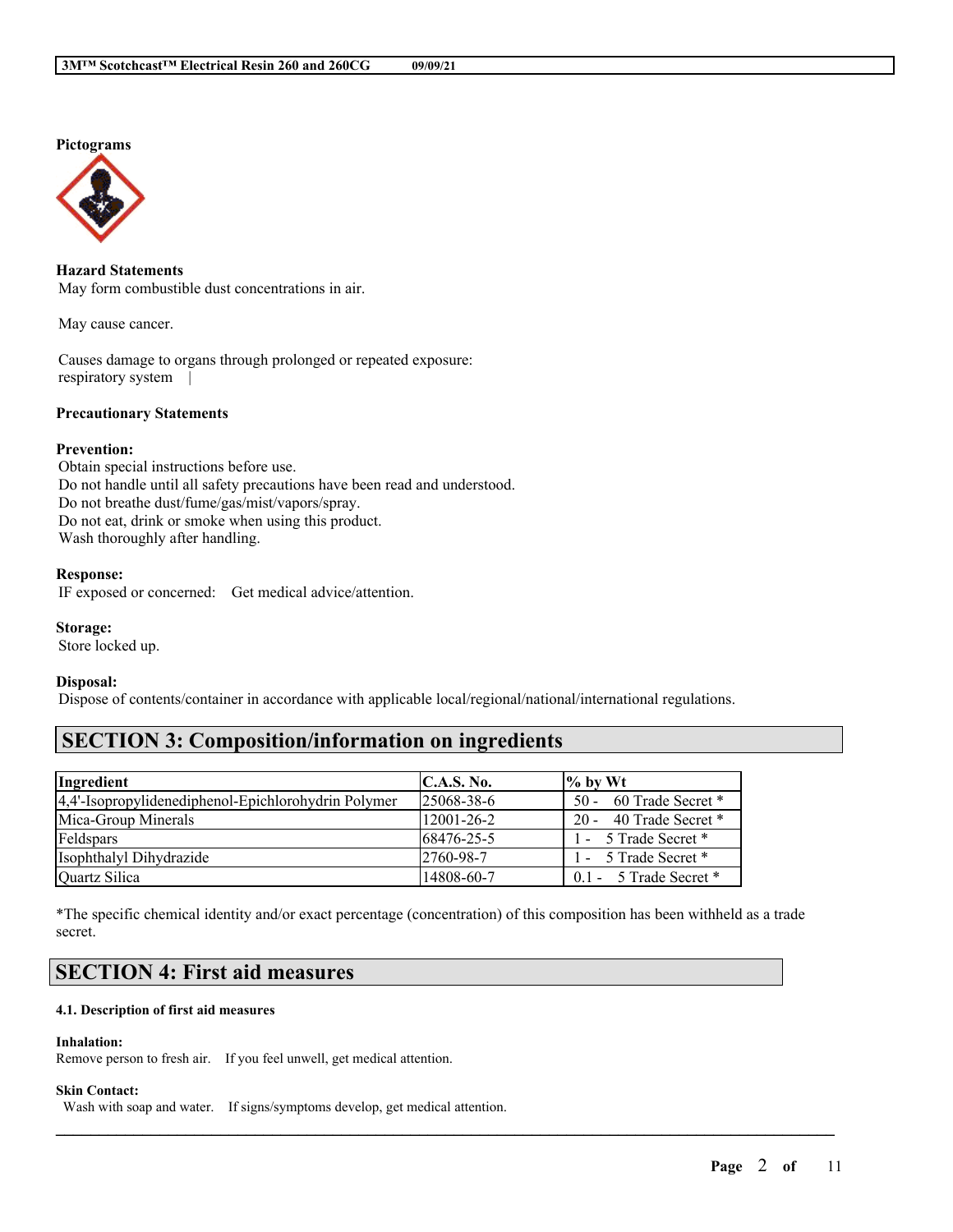**Pictograms**

**Hazard Statements**
May form combustible dust concentrations in air.

May cause cancer.

Causes damage to organs through prolonged or repeated exposure:
respiratory system |

**Precautionary Statements**

**Prevention:**
Obtain special instructions before use.
Do not handle until all safety precautions have been read and understood.
Do not breathe dust/fume/gas/mist/vapors/spray.
Do not eat, drink or smoke when using this product.
Wash thoroughly after handling.

**Response:**
IF exposed or concerned: Get medical advice/attention.

**Storage:**
Store locked up.

**Disposal:**
Dispose of contents/container in accordance with applicable local/regional/national/international regulations.

## SECTION 3: Composition/information on ingredients

| Ingredient | C.A.S. No. | % by Wt |
| --- | --- | --- |
| 4,4'-Isopropylidenediphenol-Epichlorohydrin Polymer | 25068-38-6 | 50 - 60 Trade Secret * |
| Mica-Group Minerals | 12001-26-2 | 20 - 40 Trade Secret * |
| Feldspars | 68476-25-5 | 1 - 5 Trade Secret * |
| Isophthalyl Dihydrazide | 2760-98-7 | 1 - 5 Trade Secret * |
| Quartz Silica | 14808-60-7 | 0.1 - 5 Trade Secret * |

*The specific chemical identity and/or exact percentage (concentration) of this composition has been withheld as a trade secret.

## SECTION 4: First aid measures

#### 4.1. Description of first aid measures

**Inhalation:**
Remove person to fresh air. If you feel unwell, get medical attention.

**Skin Contact:**
Wash with soap and water. If signs/symptoms develop, get medical attention.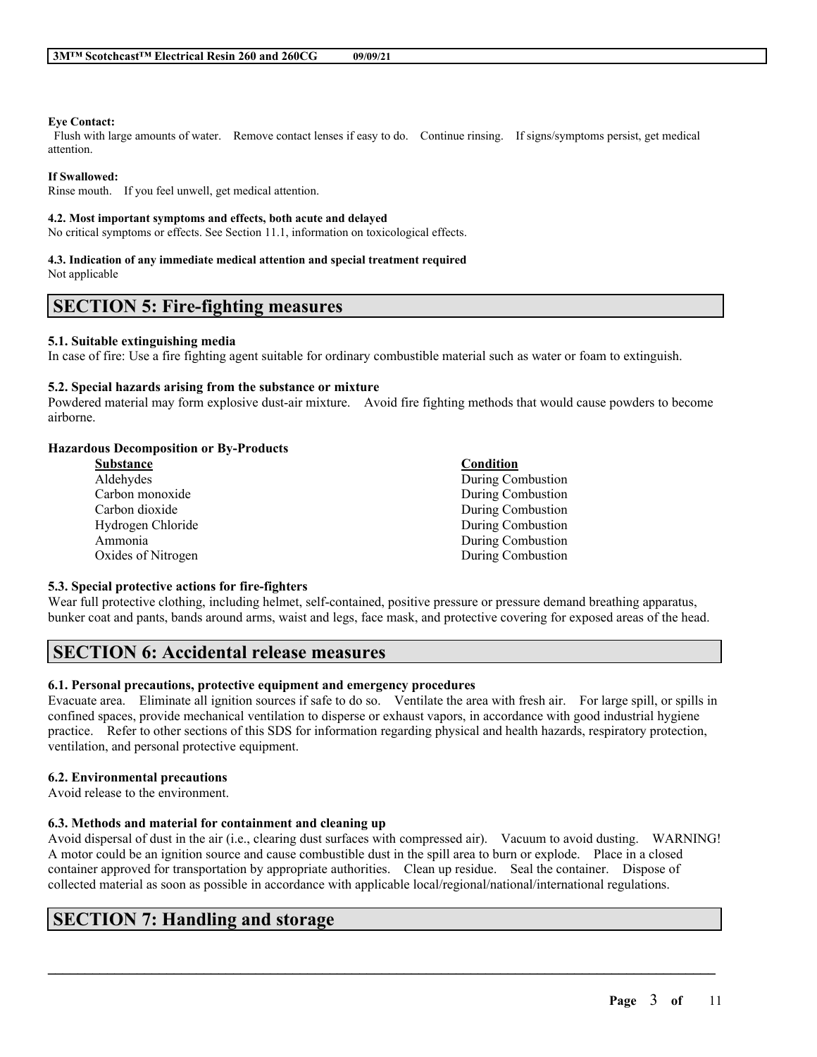**Eye Contact:**
Flush with large amounts of water. Remove contact lenses if easy to do. Continue rinsing. If signs/symptoms persist, get medical attention.

**If Swallowed:**
Rinse mouth. If you feel unwell, get medical attention.

**4.2. Most important symptoms and effects, both acute and delayed**
No critical symptoms or effects. See Section 11.1, information on toxicological effects.

**4.3. Indication of any immediate medical attention and special treatment required**
Not applicable

## SECTION 5: Fire-fighting measures

**5.1. Suitable extinguishing media**
In case of fire: Use a fire fighting agent suitable for ordinary combustible material such as water or foam to extinguish.

**5.2. Special hazards arising from the substance or mixture**
Powdered material may form explosive dust-air mixture. Avoid fire fighting methods that would cause powders to become airborne.

**Hazardous Decomposition or By-Products**

| Substance | Condition |
|---|---|
| Aldehydes | During Combustion |
| Carbon monoxide | During Combustion |
| Carbon dioxide | During Combustion |
| Hydrogen Chloride | During Combustion |
| Ammonia | During Combustion |
| Oxides of Nitrogen | During Combustion |

**5.3. Special protective actions for fire-fighters**
Wear full protective clothing, including helmet, self-contained, positive pressure or pressure demand breathing apparatus, bunker coat and pants, bands around arms, waist and legs, face mask, and protective covering for exposed areas of the head.

## SECTION 6: Accidental release measures

**6.1. Personal precautions, protective equipment and emergency procedures**
Evacuate area. Eliminate all ignition sources if safe to do so. Ventilate the area with fresh air. For large spill, or spills in confined spaces, provide mechanical ventilation to disperse or exhaust vapors, in accordance with good industrial hygiene practice. Refer to other sections of this SDS for information regarding physical and health hazards, respiratory protection, ventilation, and personal protective equipment.

**6.2. Environmental precautions**
Avoid release to the environment.

**6.3. Methods and material for containment and cleaning up**
Avoid dispersal of dust in the air (i.e., clearing dust surfaces with compressed air). Vacuum to avoid dusting. WARNING! A motor could be an ignition source and cause combustible dust in the spill area to burn or explode. Place in a closed container approved for transportation by appropriate authorities. Clean up residue. Seal the container. Dispose of collected material as soon as possible in accordance with applicable local/regional/national/international regulations.

## SECTION 7: Handling and storage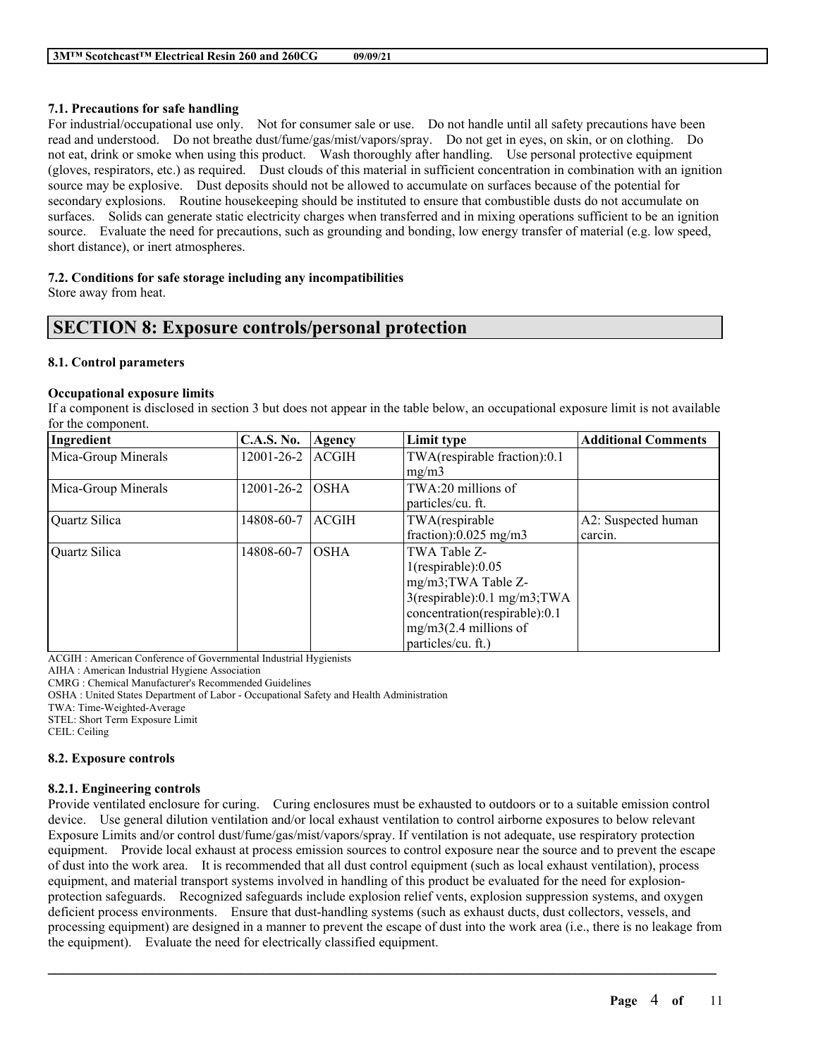#### 7.1. Precautions for safe handling

For industrial/occupational use only. Not for consumer sale or use. Do not handle until all safety precautions have been read and understood. Do not breathe dust/fume/gas/mist/vapors/spray. Do not get in eyes, on skin, or on clothing. Do not eat, drink or smoke when using this product. Wash thoroughly after handling. Use personal protective equipment (gloves, respirators, etc.) as required. Dust clouds of this material in sufficient concentration in combination with an ignition source may be explosive. Dust deposits should not be allowed to accumulate on surfaces because of the potential for secondary explosions. Routine housekeeping should be instituted to ensure that combustible dusts do not accumulate on surfaces. Solids can generate static electricity charges when transferred and in mixing operations sufficient to be an ignition source. Evaluate the need for precautions, such as grounding and bonding, low energy transfer of material (e.g. low speed, short distance), or inert atmospheres.

#### 7.2. Conditions for safe storage including any incompatibilities

Store away from heat.

## SECTION 8: Exposure controls/personal protection

#### 8.1. Control parameters

**Occupational exposure limits**

If a component is disclosed in section 3 but does not appear in the table below, an occupational exposure limit is not available for the component.

| Ingredient | C.A.S. No. | Agency | Limit type | Additional Comments |
|---|---|---|---|---|
| Mica-Group Minerals | 12001-26-2 | ACGIH | TWA(respirable fraction):0.1 mg/m3 | |
| Mica-Group Minerals | 12001-26-2 | OSHA | TWA:20 millions of particles/cu. ft. | |
| Quartz Silica | 14808-60-7 | ACGIH | TWA(respirable fraction):0.025 mg/m3 | A2: Suspected human carcin. |
| Quartz Silica | 14808-60-7 | OSHA | TWA Table Z-1(respirable):0.05 mg/m3;TWA Table Z-3(respirable):0.1 mg/m3;TWA concentration(respirable):0.1 mg/m3(2.4 millions of particles/cu. ft.) | |

ACGIH : American Conference of Governmental Industrial Hygienists
AIHA : American Industrial Hygiene Association
CMRG : Chemical Manufacturer's Recommended Guidelines
OSHA : United States Department of Labor - Occupational Safety and Health Administration
TWA: Time-Weighted-Average
STEL: Short Term Exposure Limit
CEIL: Ceiling

#### 8.2. Exposure controls

#### 8.2.1. Engineering controls

Provide ventilated enclosure for curing. Curing enclosures must be exhausted to outdoors or to a suitable emission control device. Use general dilution ventilation and/or local exhaust ventilation to control airborne exposures to below relevant Exposure Limits and/or control dust/fume/gas/mist/vapors/spray. If ventilation is not adequate, use respiratory protection equipment. Provide local exhaust at process emission sources to control exposure near the source and to prevent the escape of dust into the work area. It is recommended that all dust control equipment (such as local exhaust ventilation), process equipment, and material transport systems involved in handling of this product be evaluated for the need for explosion-protection safeguards. Recognized safeguards include explosion relief vents, explosion suppression systems, and oxygen deficient process environments. Ensure that dust-handling systems (such as exhaust ducts, dust collectors, vessels, and processing equipment) are designed in a manner to prevent the escape of dust into the work area (i.e., there is no leakage from the equipment). Evaluate the need for electrically classified equipment.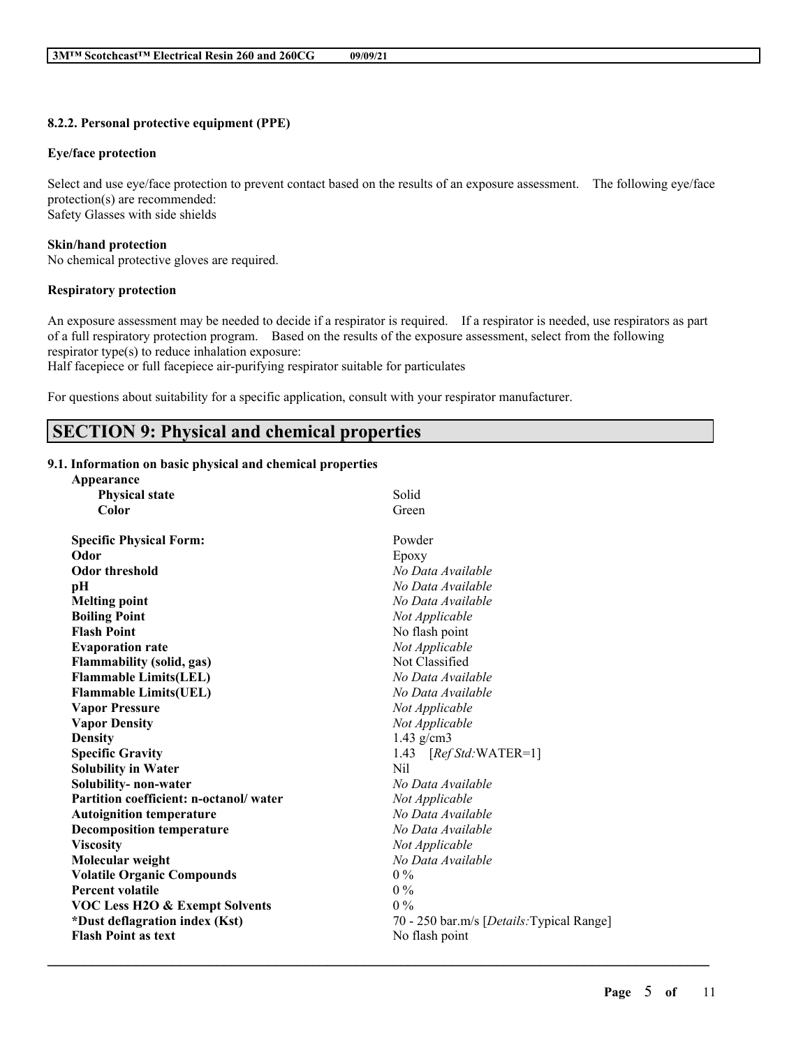#### 8.2.2. Personal protective equipment (PPE)

**Eye/face protection**

Select and use eye/face protection to prevent contact based on the results of an exposure assessment. The following eye/face protection(s) are recommended:
Safety Glasses with side shields

**Skin/hand protection**
No chemical protective gloves are required.

**Respiratory protection**

An exposure assessment may be needed to decide if a respirator is required. If a respirator is needed, use respirators as part of a full respiratory protection program. Based on the results of the exposure assessment, select from the following respirator type(s) to reduce inhalation exposure:
Half facepiece or full facepiece air-purifying respirator suitable for particulates

For questions about suitability for a specific application, consult with your respirator manufacturer.

## SECTION 9: Physical and chemical properties

### 9.1. Information on basic physical and chemical properties

| Property | Value |
|---|---|
| **Appearance** | |
| **Physical state** | Solid |
| **Color** | Green |
| **Specific Physical Form:** | Powder |
| **Odor** | Epoxy |
| **Odor threshold** | *No Data Available* |
| **pH** | *No Data Available* |
| **Melting point** | *No Data Available* |
| **Boiling Point** | *Not Applicable* |
| **Flash Point** | No flash point |
| **Evaporation rate** | *Not Applicable* |
| **Flammability (solid, gas)** | Not Classified |
| **Flammable Limits(LEL)** | *No Data Available* |
| **Flammable Limits(UEL)** | *No Data Available* |
| **Vapor Pressure** | *Not Applicable* |
| **Vapor Density** | *Not Applicable* |
| **Density** | 1.43 g/cm3 |
| **Specific Gravity** | 1.43 [*Ref Std:*WATER=1] |
| **Solubility in Water** | Nil |
| **Solubility- non-water** | *No Data Available* |
| **Partition coefficient: n-octanol/ water** | *Not Applicable* |
| **Autoignition temperature** | *No Data Available* |
| **Decomposition temperature** | *No Data Available* |
| **Viscosity** | *Not Applicable* |
| **Molecular weight** | *No Data Available* |
| **Volatile Organic Compounds** | 0 % |
| **Percent volatile** | 0 % |
| **VOC Less H2O & Exempt Solvents** | 0 % |
| ***Dust deflagration index (Kst)** | 70 - 250 bar.m/s [*Details:*Typical Range] |
| **Flash Point as text** | No flash point |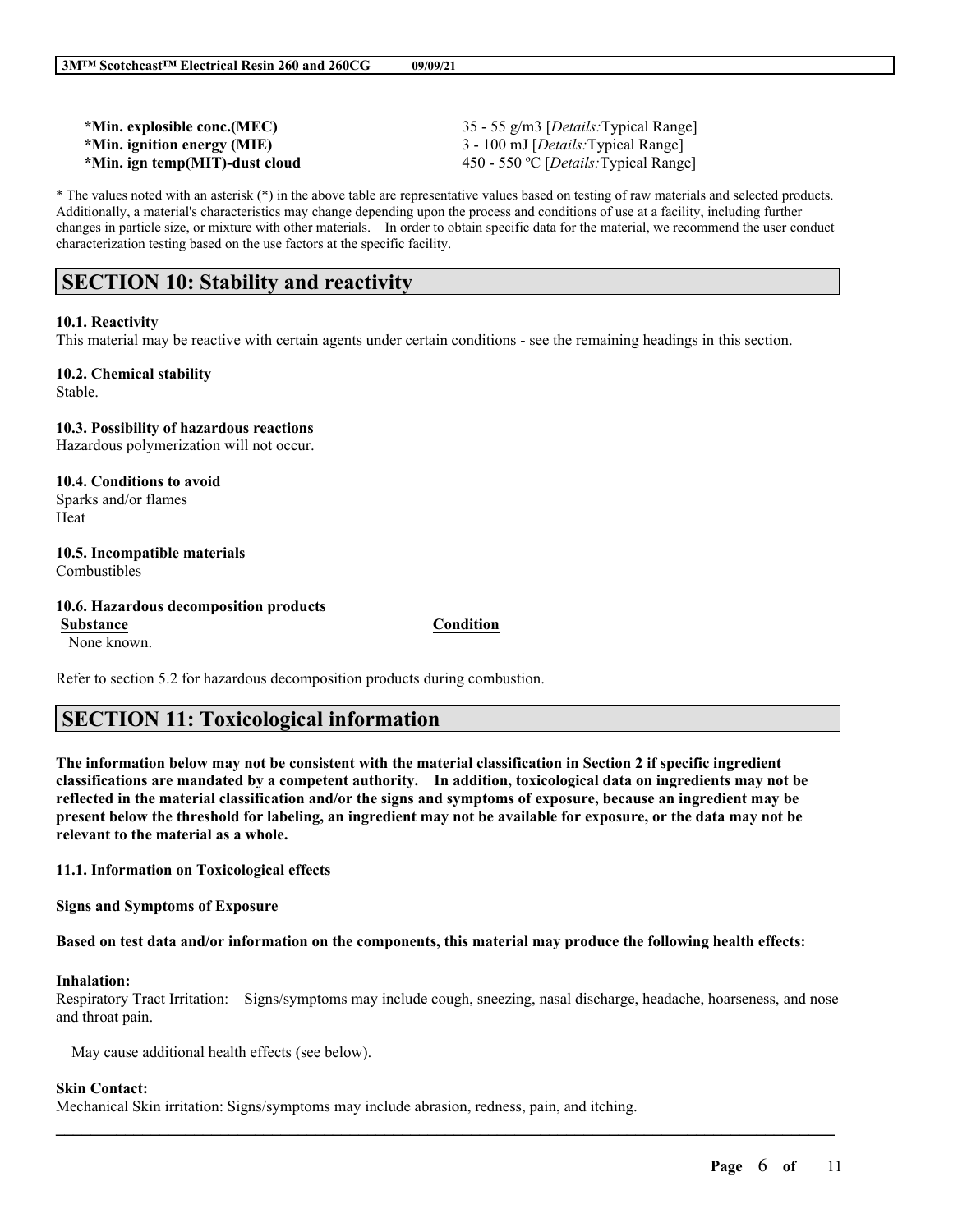| | |
|---|---|
| ***Min. explosible conc.(MEC)** | 35 - 55 g/m3 [*Details:*Typical Range] |
| ***Min. ignition energy (MIE)** | 3 - 100 mJ [*Details:*Typical Range] |
| ***Min. ign temp(MIT)-dust cloud** | 450 - 550 ºC [*Details:*Typical Range] |

* The values noted with an asterisk (*) in the above table are representative values based on testing of raw materials and selected products. Additionally, a material's characteristics may change depending upon the process and conditions of use at a facility, including further changes in particle size, or mixture with other materials. In order to obtain specific data for the material, we recommend the user conduct characterization testing based on the use factors at the specific facility.

## SECTION 10: Stability and reactivity

**10.1. Reactivity**
This material may be reactive with certain agents under certain conditions - see the remaining headings in this section.

**10.2. Chemical stability**
Stable.

**10.3. Possibility of hazardous reactions**
Hazardous polymerization will not occur.

**10.4. Conditions to avoid**
Sparks and/or flames
Heat

**10.5. Incompatible materials**
Combustibles

**10.6. Hazardous decomposition products**

| Substance | Condition |
|---|---|
| None known. | |

Refer to section 5.2 for hazardous decomposition products during combustion.

## SECTION 11: Toxicological information

**The information below may not be consistent with the material classification in Section 2 if specific ingredient classifications are mandated by a competent authority. In addition, toxicological data on ingredients may not be reflected in the material classification and/or the signs and symptoms of exposure, because an ingredient may be present below the threshold for labeling, an ingredient may not be available for exposure, or the data may not be relevant to the material as a whole.**

**11.1. Information on Toxicological effects**

**Signs and Symptoms of Exposure**

**Based on test data and/or information on the components, this material may produce the following health effects:**

**Inhalation:**
Respiratory Tract Irritation: Signs/symptoms may include cough, sneezing, nasal discharge, headache, hoarseness, and nose and throat pain.

May cause additional health effects (see below).

**Skin Contact:**
Mechanical Skin irritation: Signs/symptoms may include abrasion, redness, pain, and itching.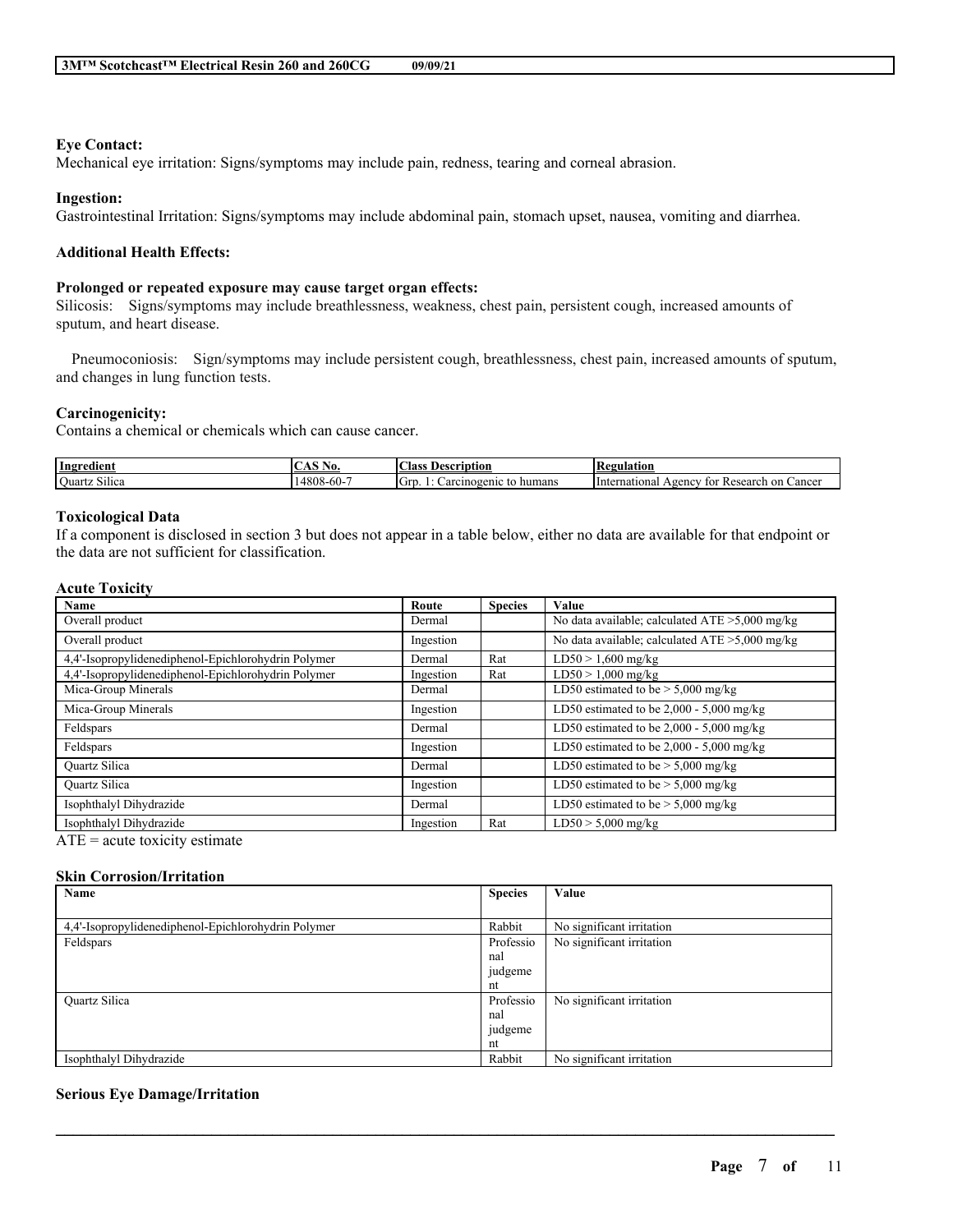**Eye Contact:**
Mechanical eye irritation: Signs/symptoms may include pain, redness, tearing and corneal abrasion.

**Ingestion:**
Gastrointestinal Irritation: Signs/symptoms may include abdominal pain, stomach upset, nausea, vomiting and diarrhea.

**Additional Health Effects:**

**Prolonged or repeated exposure may cause target organ effects:**
Silicosis: Signs/symptoms may include breathlessness, weakness, chest pain, persistent cough, increased amounts of sputum, and heart disease.

Pneumoconiosis: Sign/symptoms may include persistent cough, breathlessness, chest pain, increased amounts of sputum, and changes in lung function tests.

**Carcinogenicity:**
Contains a chemical or chemicals which can cause cancer.

| Ingredient | CAS No. | Class Description | Regulation |
|---|---|---|---|
| Quartz Silica | 14808-60-7 | Grp. 1: Carcinogenic to humans | International Agency for Research on Cancer |

**Toxicological Data**
If a component is disclosed in section 3 but does not appear in a table below, either no data are available for that endpoint or the data are not sufficient for classification.

**Acute Toxicity**

| Name | Route | Species | Value |
|---|---|---|---|
| Overall product | Dermal | | No data available; calculated ATE >5,000 mg/kg |
| Overall product | Ingestion | | No data available; calculated ATE >5,000 mg/kg |
| 4,4'-Isopropylidenediphenol-Epichlorohydrin Polymer | Dermal | Rat | LD50 > 1,600 mg/kg |
| 4,4'-Isopropylidenediphenol-Epichlorohydrin Polymer | Ingestion | Rat | LD50 > 1,000 mg/kg |
| Mica-Group Minerals | Dermal | | LD50 estimated to be > 5,000 mg/kg |
| Mica-Group Minerals | Ingestion | | LD50 estimated to be 2,000 - 5,000 mg/kg |
| Feldspars | Dermal | | LD50 estimated to be 2,000 - 5,000 mg/kg |
| Feldspars | Ingestion | | LD50 estimated to be 2,000 - 5,000 mg/kg |
| Quartz Silica | Dermal | | LD50 estimated to be > 5,000 mg/kg |
| Quartz Silica | Ingestion | | LD50 estimated to be > 5,000 mg/kg |
| Isophthalyl Dihydrazide | Dermal | | LD50 estimated to be > 5,000 mg/kg |
| Isophthalyl Dihydrazide | Ingestion | Rat | LD50 > 5,000 mg/kg |

ATE = acute toxicity estimate

**Skin Corrosion/Irritation**

| Name | Species | Value |
|---|---|---|
| 4,4'-Isopropylidenediphenol-Epichlorohydrin Polymer | Rabbit | No significant irritation |
| Feldspars | Professional judgement | No significant irritation |
| Quartz Silica | Professional judgement | No significant irritation |
| Isophthalyl Dihydrazide | Rabbit | No significant irritation |

**Serious Eye Damage/Irritation**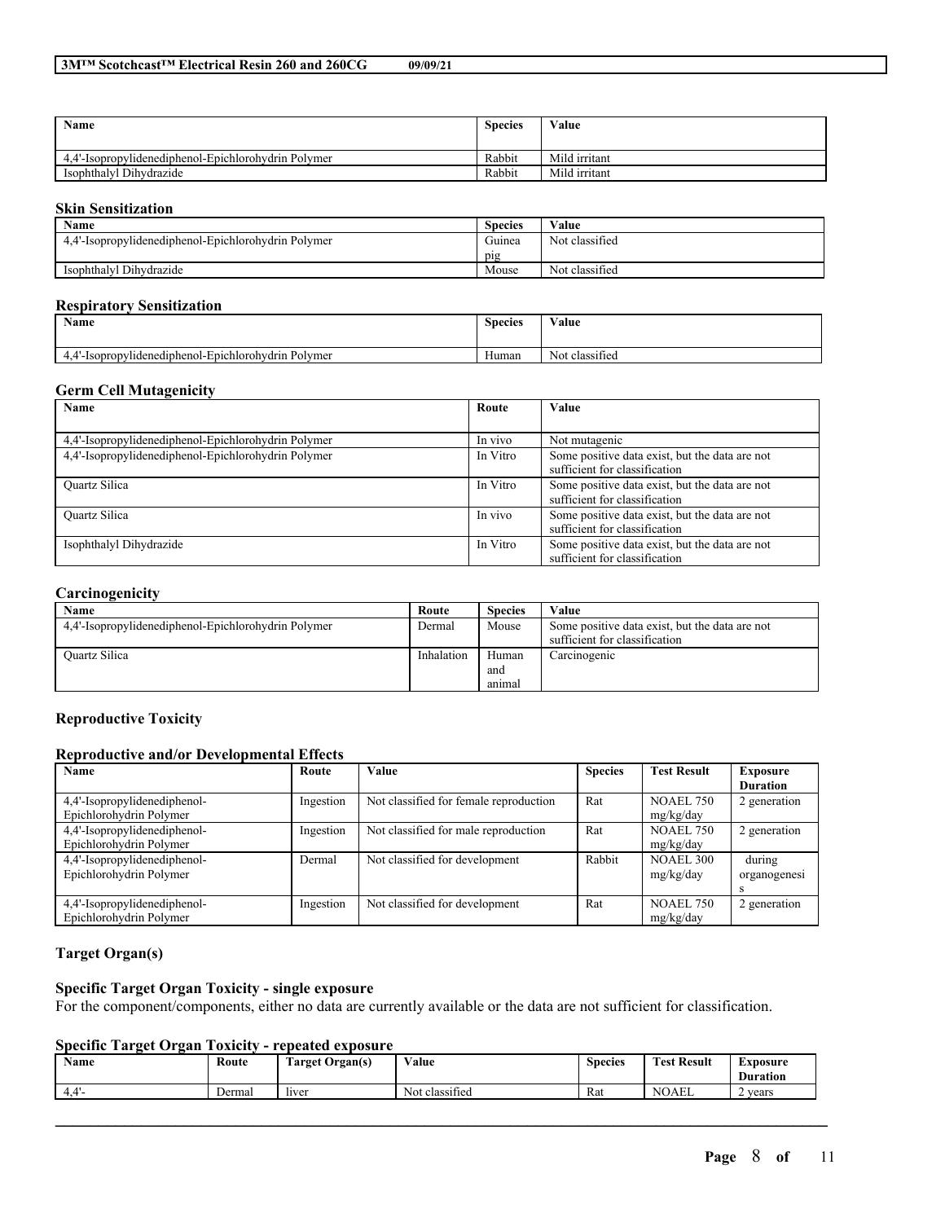| Name | Species | Value |
|---|---|---|
| 4,4'-Isopropylidenediphenol-Epichlorohydrin Polymer | Rabbit | Mild irritant |
| Isophthalyl Dihydrazide | Rabbit | Mild irritant |

### Skin Sensitization

| Name | Species | Value |
|---|---|---|
| 4,4'-Isopropylidenediphenol-Epichlorohydrin Polymer | Guinea pig | Not classified |
| Isophthalyl Dihydrazide | Mouse | Not classified |

### Respiratory Sensitization

| Name | Species | Value |
|---|---|---|
| 4,4'-Isopropylidenediphenol-Epichlorohydrin Polymer | Human | Not classified |

### Germ Cell Mutagenicity

| Name | Route | Value |
|---|---|---|
| 4,4'-Isopropylidenediphenol-Epichlorohydrin Polymer | In vivo | Not mutagenic |
| 4,4'-Isopropylidenediphenol-Epichlorohydrin Polymer | In Vitro | Some positive data exist, but the data are not sufficient for classification |
| Quartz Silica | In Vitro | Some positive data exist, but the data are not sufficient for classification |
| Quartz Silica | In vivo | Some positive data exist, but the data are not sufficient for classification |
| Isophthalyl Dihydrazide | In Vitro | Some positive data exist, but the data are not sufficient for classification |

### Carcinogenicity

| Name | Route | Species | Value |
|---|---|---|---|
| 4,4'-Isopropylidenediphenol-Epichlorohydrin Polymer | Dermal | Mouse | Some positive data exist, but the data are not sufficient for classification |
| Quartz Silica | Inhalation | Human and animal | Carcinogenic |

### Reproductive Toxicity

### Reproductive and/or Developmental Effects

| Name | Route | Value | Species | Test Result | Exposure Duration |
|---|---|---|---|---|---|
| 4,4'-Isopropylidenediphenol-Epichlorohydrin Polymer | Ingestion | Not classified for female reproduction | Rat | NOAEL 750 mg/kg/day | 2 generation |
| 4,4'-Isopropylidenediphenol-Epichlorohydrin Polymer | Ingestion | Not classified for male reproduction | Rat | NOAEL 750 mg/kg/day | 2 generation |
| 4,4'-Isopropylidenediphenol-Epichlorohydrin Polymer | Dermal | Not classified for development | Rabbit | NOAEL 300 mg/kg/day | during organogenesis |
| 4,4'-Isopropylidenediphenol-Epichlorohydrin Polymer | Ingestion | Not classified for development | Rat | NOAEL 750 mg/kg/day | 2 generation |

### Target Organ(s)

### Specific Target Organ Toxicity - single exposure

For the component/components, either no data are currently available or the data are not sufficient for classification.

### Specific Target Organ Toxicity - repeated exposure

| Name | Route | Target Organ(s) | Value | Species | Test Result | Exposure Duration |
|---|---|---|---|---|---|---|
| 4,4'- | Dermal | liver | Not classified | Rat | NOAEL | 2 years |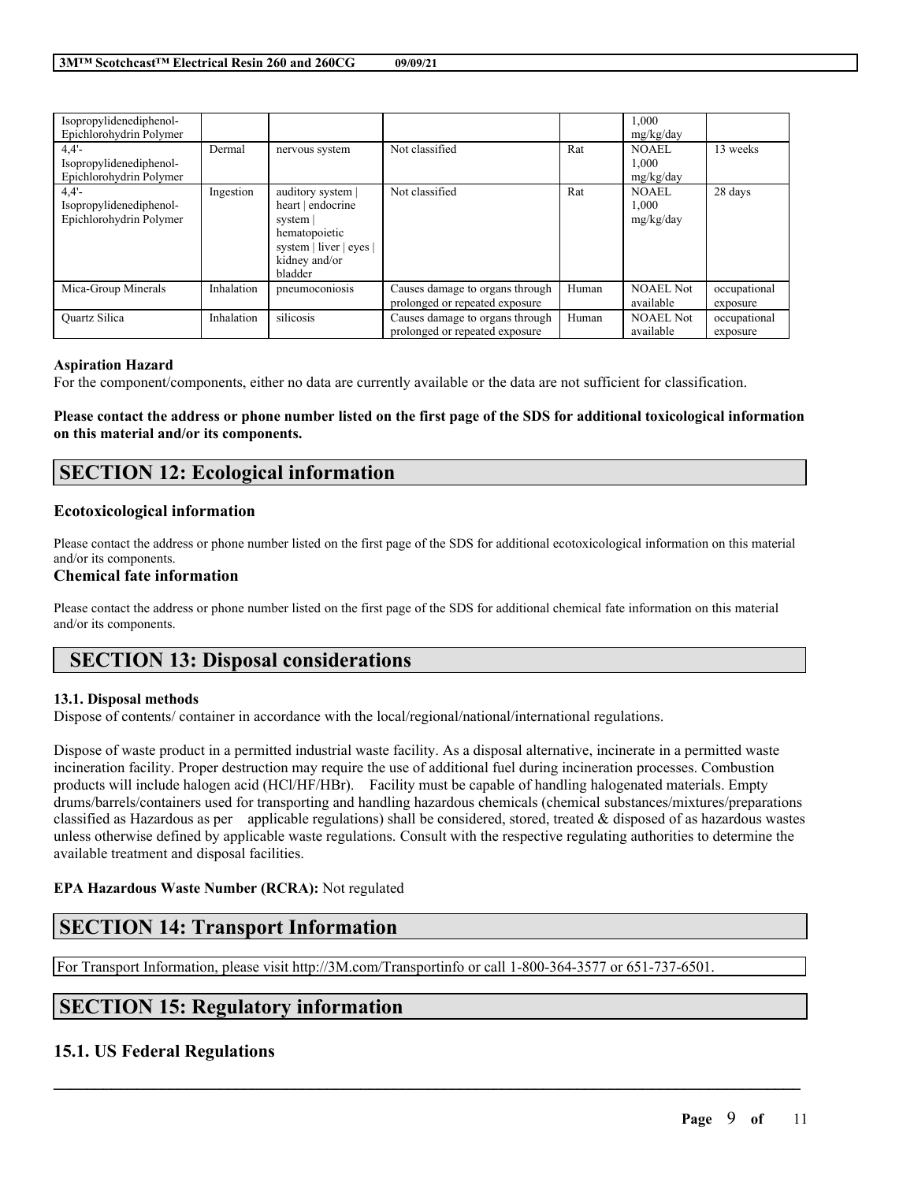| | | | | | | |
|---|---|---|---|---|---|---|
| Isopropylidenediphenol-Epichlorohydrin Polymer | | | | | 1,000 mg/kg/day | |
| 4,4'-Isopropylidenediphenol-Epichlorohydrin Polymer | Dermal | nervous system | Not classified | Rat | NOAEL 1,000 mg/kg/day | 13 weeks |
| 4,4'-Isopropylidenediphenol-Epichlorohydrin Polymer | Ingestion | auditory system \| heart \| endocrine system \| hematopoietic system \| liver \| eyes \| kidney and/or bladder | Not classified | Rat | NOAEL 1,000 mg/kg/day | 28 days |
| Mica-Group Minerals | Inhalation | pneumoconiosis | Causes damage to organs through prolonged or repeated exposure | Human | NOAEL Not available | occupational exposure |
| Quartz Silica | Inhalation | silicosis | Causes damage to organs through prolonged or repeated exposure | Human | NOAEL Not available | occupational exposure |

**Aspiration Hazard**

For the component/components, either no data are currently available or the data are not sufficient for classification.

**Please contact the address or phone number listed on the first page of the SDS for additional toxicological information on this material and/or its components.**

## SECTION 12: Ecological information

### Ecotoxicological information

Please contact the address or phone number listed on the first page of the SDS for additional ecotoxicological information on this material and/or its components.

### Chemical fate information

Please contact the address or phone number listed on the first page of the SDS for additional chemical fate information on this material and/or its components.

## SECTION 13: Disposal considerations

**13.1. Disposal methods**

Dispose of contents/ container in accordance with the local/regional/national/international regulations.

Dispose of waste product in a permitted industrial waste facility. As a disposal alternative, incinerate in a permitted waste incineration facility. Proper destruction may require the use of additional fuel during incineration processes. Combustion products will include halogen acid (HCl/HF/HBr). Facility must be capable of handling halogenated materials. Empty drums/barrels/containers used for transporting and handling hazardous chemicals (chemical substances/mixtures/preparations classified as Hazardous as per applicable regulations) shall be considered, stored, treated & disposed of as hazardous wastes unless otherwise defined by applicable waste regulations. Consult with the respective regulating authorities to determine the available treatment and disposal facilities.

**EPA Hazardous Waste Number (RCRA):** Not regulated

## SECTION 14: Transport Information

For Transport Information, please visit http://3M.com/Transportinfo or call 1-800-364-3577 or 651-737-6501.

## SECTION 15: Regulatory information

### 15.1. US Federal Regulations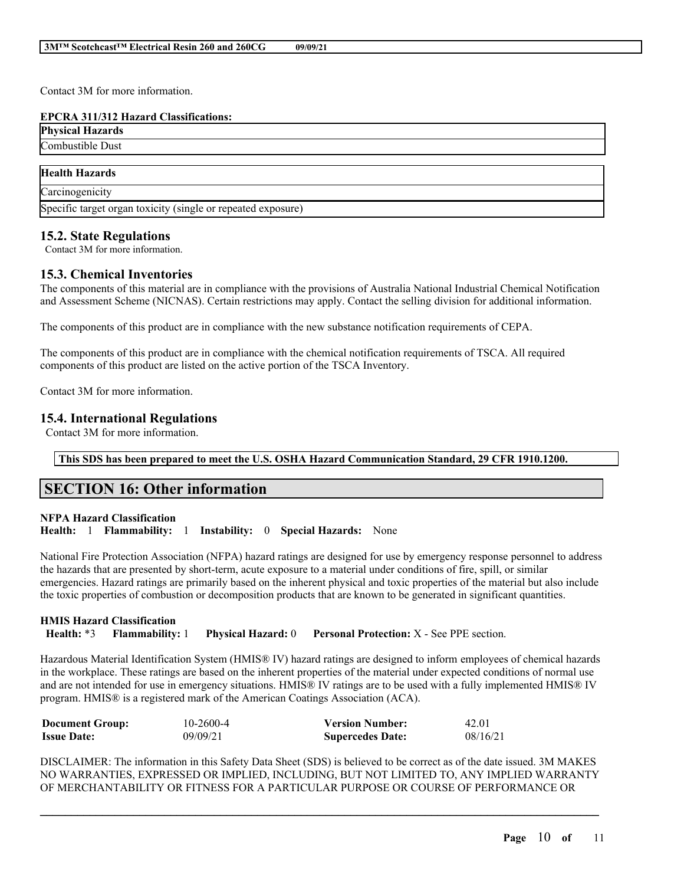Contact 3M for more information.

**EPCRA 311/312 Hazard Classifications:**

| Physical Hazards |
| --- |
| Combustible Dust |

| Health Hazards |
| --- |
| Carcinogenicity |
| Specific target organ toxicity (single or repeated exposure) |

### 15.2. State Regulations

Contact 3M for more information.

### 15.3. Chemical Inventories

The components of this material are in compliance with the provisions of Australia National Industrial Chemical Notification and Assessment Scheme (NICNAS). Certain restrictions may apply. Contact the selling division for additional information.

The components of this product are in compliance with the new substance notification requirements of CEPA.

The components of this product are in compliance with the chemical notification requirements of TSCA. All required components of this product are listed on the active portion of the TSCA Inventory.

Contact 3M for more information.

### 15.4. International Regulations

Contact 3M for more information.

**This SDS has been prepared to meet the U.S. OSHA Hazard Communication Standard, 29 CFR 1910.1200.**

## SECTION 16: Other information

**NFPA Hazard Classification**
**Health:** 1 **Flammability:** 1 **Instability:** 0 **Special Hazards:** None

National Fire Protection Association (NFPA) hazard ratings are designed for use by emergency response personnel to address the hazards that are presented by short-term, acute exposure to a material under conditions of fire, spill, or similar emergencies. Hazard ratings are primarily based on the inherent physical and toxic properties of the material but also include the toxic properties of combustion or decomposition products that are known to be generated in significant quantities.

**HMIS Hazard Classification**
**Health:** *3 **Flammability:** 1 **Physical Hazard:** 0 **Personal Protection:** X - See PPE section.

Hazardous Material Identification System (HMIS® IV) hazard ratings are designed to inform employees of chemical hazards in the workplace. These ratings are based on the inherent properties of the material under expected conditions of normal use and are not intended for use in emergency situations. HMIS® IV ratings are to be used with a fully implemented HMIS® IV program. HMIS® is a registered mark of the American Coatings Association (ACA).

| **Document Group:** | 10-2600-4 | **Version Number:** | 42.01 |
| --- | --- | --- | --- |
| **Issue Date:** | 09/09/21 | **Supercedes Date:** | 08/16/21 |

DISCLAIMER: The information in this Safety Data Sheet (SDS) is believed to be correct as of the date issued. 3M MAKES NO WARRANTIES, EXPRESSED OR IMPLIED, INCLUDING, BUT NOT LIMITED TO, ANY IMPLIED WARRANTY OF MERCHANTABILITY OR FITNESS FOR A PARTICULAR PURPOSE OR COURSE OF PERFORMANCE OR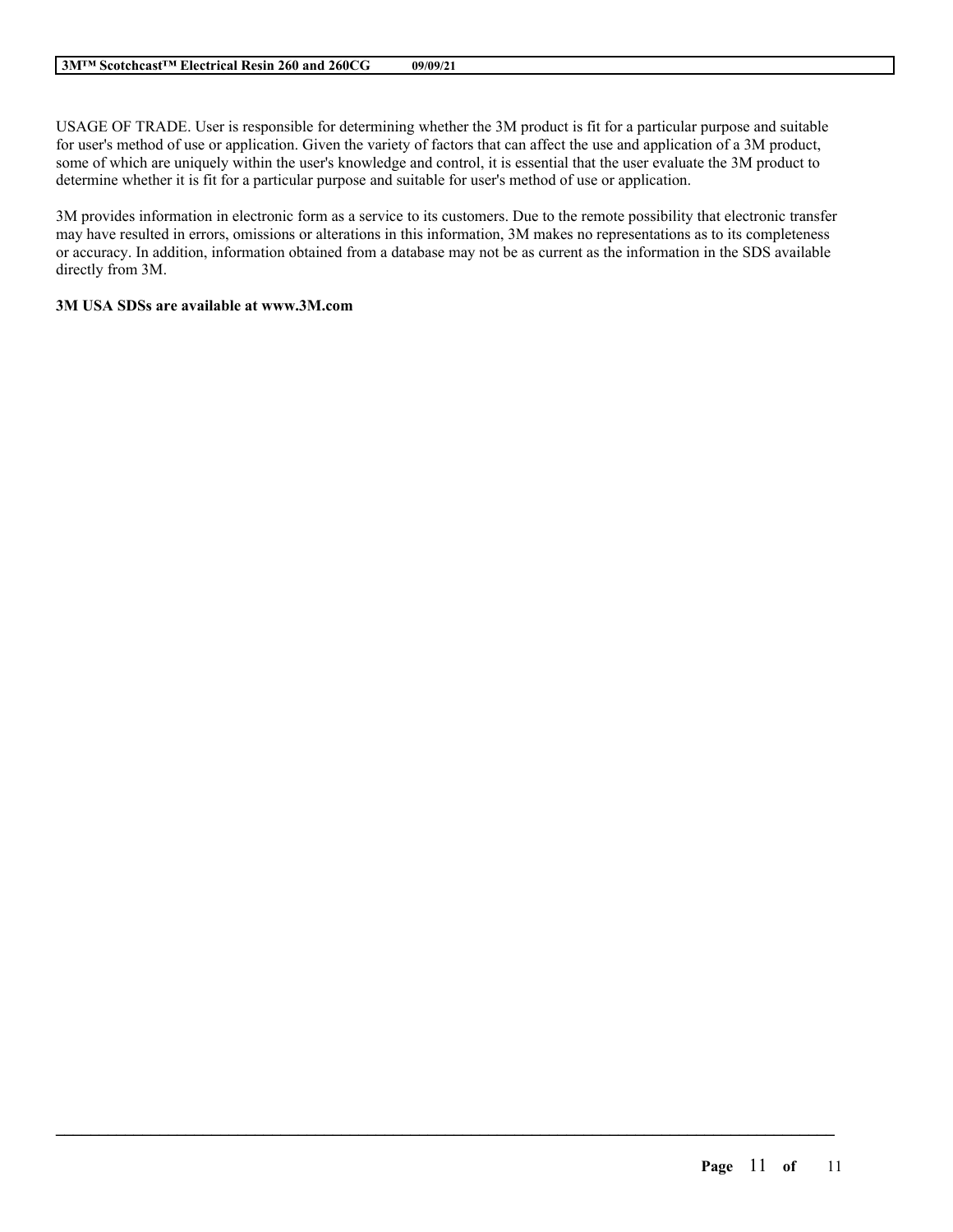USAGE OF TRADE. User is responsible for determining whether the 3M product is fit for a particular purpose and suitable for user's method of use or application. Given the variety of factors that can affect the use and application of a 3M product, some of which are uniquely within the user's knowledge and control, it is essential that the user evaluate the 3M product to determine whether it is fit for a particular purpose and suitable for user's method of use or application.

3M provides information in electronic form as a service to its customers. Due to the remote possibility that electronic transfer may have resulted in errors, omissions or alterations in this information, 3M makes no representations as to its completeness or accuracy. In addition, information obtained from a database may not be as current as the information in the SDS available directly from 3M.

**3M USA SDSs are available at www.3M.com**